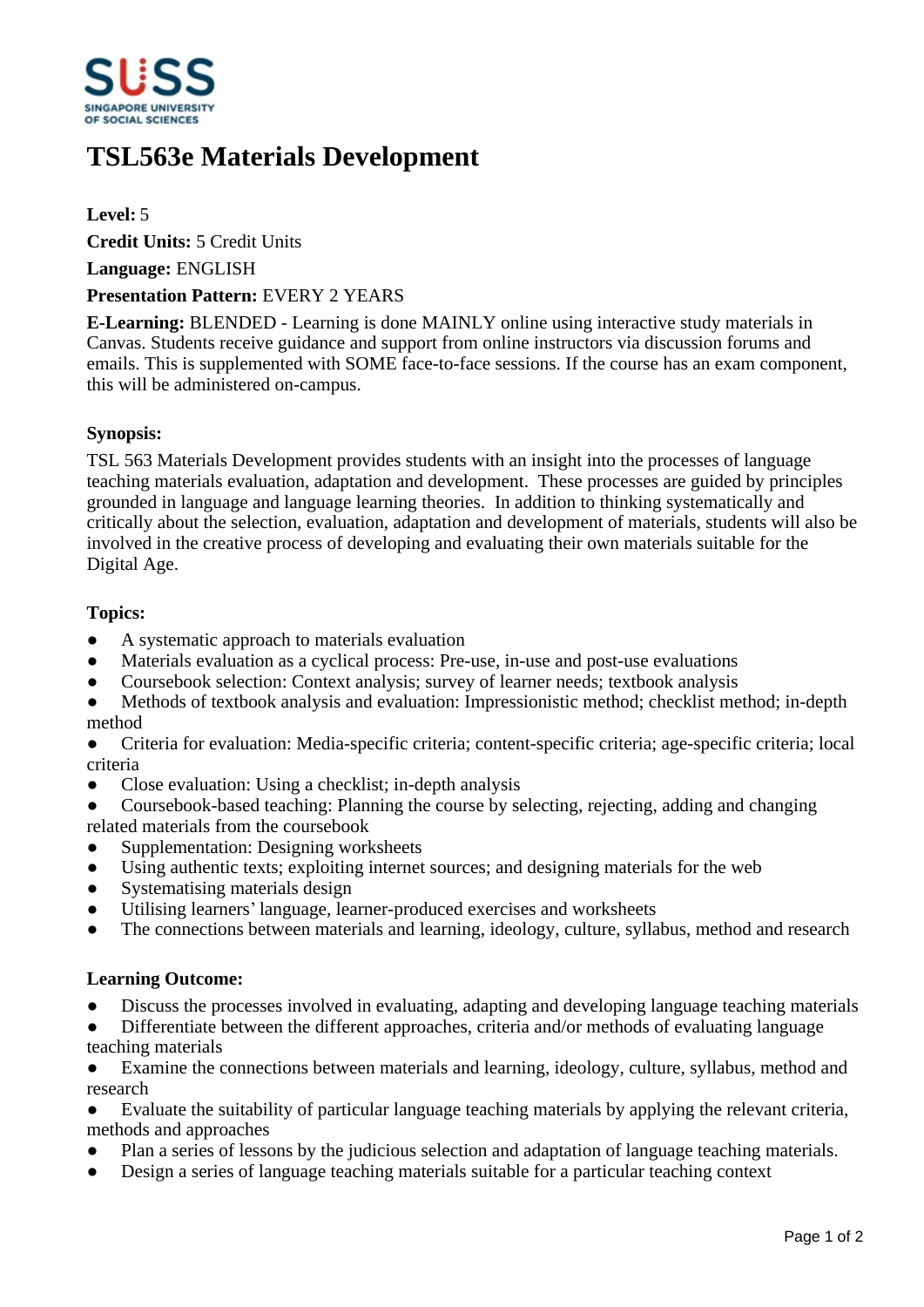# TSL563e Materials Development

**Level:** 5

**Credit Units:** 5 Credit Units

**Language:** ENGLISH

**Presentation Pattern:** EVERY 2 YEARS

**E-Learning:** BLENDED - Learning is done MAINLY online using interactive study materials in Canvas. Students receive guidance and support from online instructors via discussion forums and emails. This is supplemented with SOME face-to-face sessions. If the course has an exam component, this will be administered on-campus.

**Synopsis:**

TSL 563 Materials Development provides students with an insight into the processes of language teaching materials evaluation, adaptation and development. These processes are guided by principles grounded in language and language learning theories. In addition to thinking systematically and critically about the selection, evaluation, adaptation and development of materials, students will also be involved in the creative process of developing and evaluating their own materials suitable for the Digital Age.

**Topics:**

- A systematic approach to materials evaluation
- Materials evaluation as a cyclical process: Pre-use, in-use and post-use evaluations
- Coursebook selection: Context analysis; survey of learner needs; textbook analysis
- Methods of textbook analysis and evaluation: Impressionistic method; checklist method; in-depth method
- Criteria for evaluation: Media-specific criteria; content-specific criteria; age-specific criteria; local criteria
- Close evaluation: Using a checklist; in-depth analysis
- Coursebook-based teaching: Planning the course by selecting, rejecting, adding and changing related materials from the coursebook
- Supplementation: Designing worksheets
- Using authentic texts; exploiting internet sources; and designing materials for the web
- Systematising materials design
- Utilising learners' language, learner-produced exercises and worksheets
- The connections between materials and learning, ideology, culture, syllabus, method and research

**Learning Outcome:**

- Discuss the processes involved in evaluating, adapting and developing language teaching materials
- Differentiate between the different approaches, criteria and/or methods of evaluating language teaching materials
- Examine the connections between materials and learning, ideology, culture, syllabus, method and research
- Evaluate the suitability of particular language teaching materials by applying the relevant criteria, methods and approaches
- Plan a series of lessons by the judicious selection and adaptation of language teaching materials.
- Design a series of language teaching materials suitable for a particular teaching context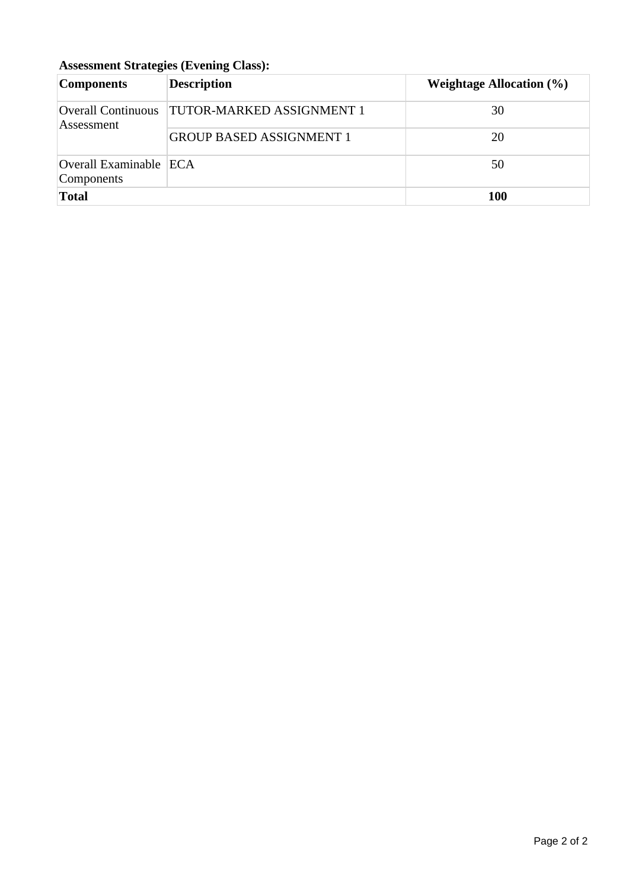**Assessment Strategies (Evening Class):**

| Components | Description | Weightage Allocation (%) |
|---|---|---|
| Overall Continuous Assessment | TUTOR-MARKED ASSIGNMENT 1 | 30 |
| | GROUP BASED ASSIGNMENT 1 | 20 |
| Overall Examinable Components | ECA | 50 |
| **Total** | | **100** |